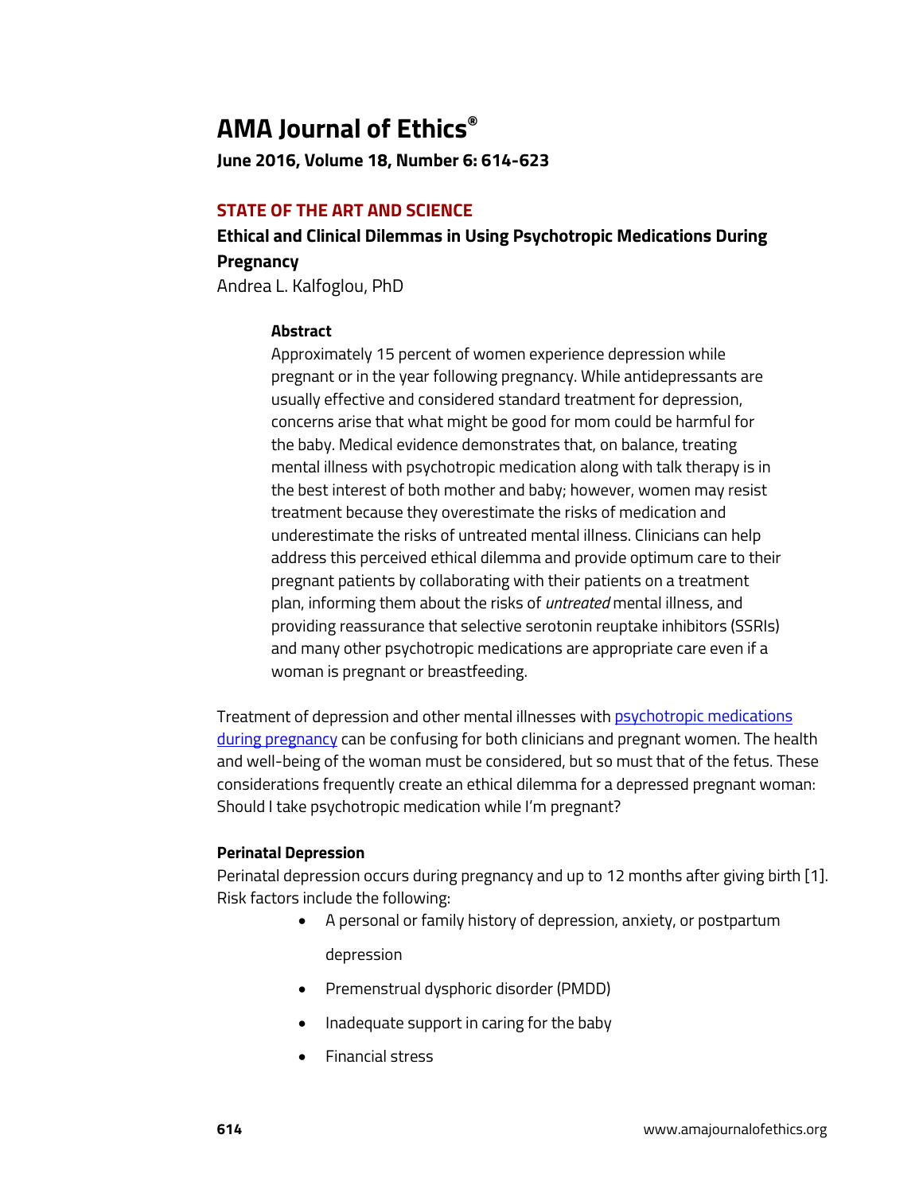# AMA Journal of Ethics®

**June 2016, Volume 18, Number 6: 614-623**

## STATE OF THE ART AND SCIENCE

### Ethical and Clinical Dilemmas in Using Psychotropic Medications During Pregnancy

Andrea L. Kalfoglou, PhD

#### Abstract

Approximately 15 percent of women experience depression while pregnant or in the year following pregnancy. While antidepressants are usually effective and considered standard treatment for depression, concerns arise that what might be good for mom could be harmful for the baby. Medical evidence demonstrates that, on balance, treating mental illness with psychotropic medication along with talk therapy is in the best interest of both mother and baby; however, women may resist treatment because they overestimate the risks of medication and underestimate the risks of untreated mental illness. Clinicians can help address this perceived ethical dilemma and provide optimum care to their pregnant patients by collaborating with their patients on a treatment plan, informing them about the risks of *untreated* mental illness, and providing reassurance that selective serotonin reuptake inhibitors (SSRIs) and many other psychotropic medications are appropriate care even if a woman is pregnant or breastfeeding.

Treatment of depression and other mental illnesses with psychotropic medications during pregnancy can be confusing for both clinicians and pregnant women. The health and well-being of the woman must be considered, but so must that of the fetus. These considerations frequently create an ethical dilemma for a depressed pregnant woman: Should I take psychotropic medication while I'm pregnant?

#### Perinatal Depression

Perinatal depression occurs during pregnancy and up to 12 months after giving birth [1]. Risk factors include the following:

- A personal or family history of depression, anxiety, or postpartum depression
- Premenstrual dysphoric disorder (PMDD)
- Inadequate support in caring for the baby
- Financial stress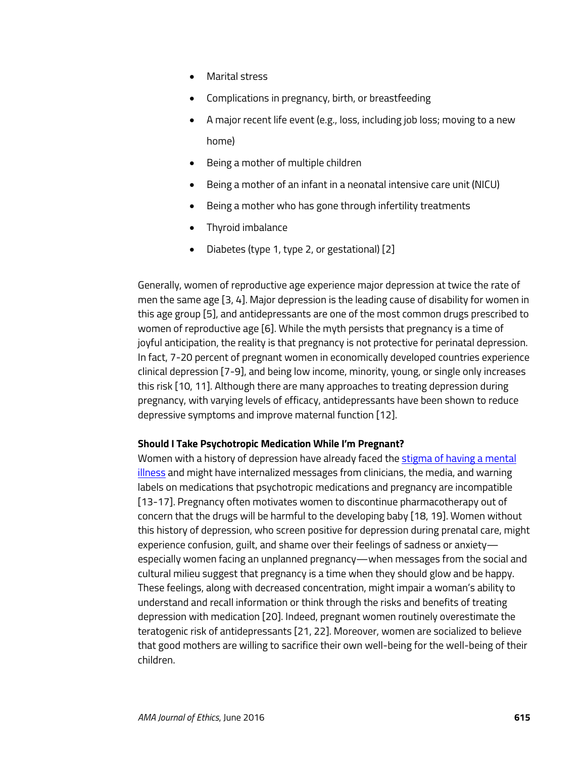- Marital stress
- Complications in pregnancy, birth, or breastfeeding
- A major recent life event (e.g., loss, including job loss; moving to a new home)
- Being a mother of multiple children
- Being a mother of an infant in a neonatal intensive care unit (NICU)
- Being a mother who has gone through infertility treatments
- Thyroid imbalance
- Diabetes (type 1, type 2, or gestational) [2]

Generally, women of reproductive age experience major depression at twice the rate of men the same age [3, 4]. Major depression is the leading cause of disability for women in this age group [5], and antidepressants are one of the most common drugs prescribed to women of reproductive age [6]. While the myth persists that pregnancy is a time of joyful anticipation, the reality is that pregnancy is not protective for perinatal depression. In fact, 7-20 percent of pregnant women in economically developed countries experience clinical depression [7-9], and being low income, minority, young, or single only increases this risk [10, 11]. Although there are many approaches to treating depression during pregnancy, with varying levels of efficacy, antidepressants have been shown to reduce depressive symptoms and improve maternal function [12].

**Should I Take Psychotropic Medication While I'm Pregnant?**

Women with a history of depression have already faced the stigma of having a mental illness and might have internalized messages from clinicians, the media, and warning labels on medications that psychotropic medications and pregnancy are incompatible [13-17]. Pregnancy often motivates women to discontinue pharmacotherapy out of concern that the drugs will be harmful to the developing baby [18, 19]. Women without this history of depression, who screen positive for depression during prenatal care, might experience confusion, guilt, and shame over their feelings of sadness or anxiety—especially women facing an unplanned pregnancy—when messages from the social and cultural milieu suggest that pregnancy is a time when they should glow and be happy. These feelings, along with decreased concentration, might impair a woman's ability to understand and recall information or think through the risks and benefits of treating depression with medication [20]. Indeed, pregnant women routinely overestimate the teratogenic risk of antidepressants [21, 22]. Moreover, women are socialized to believe that good mothers are willing to sacrifice their own well-being for the well-being of their children.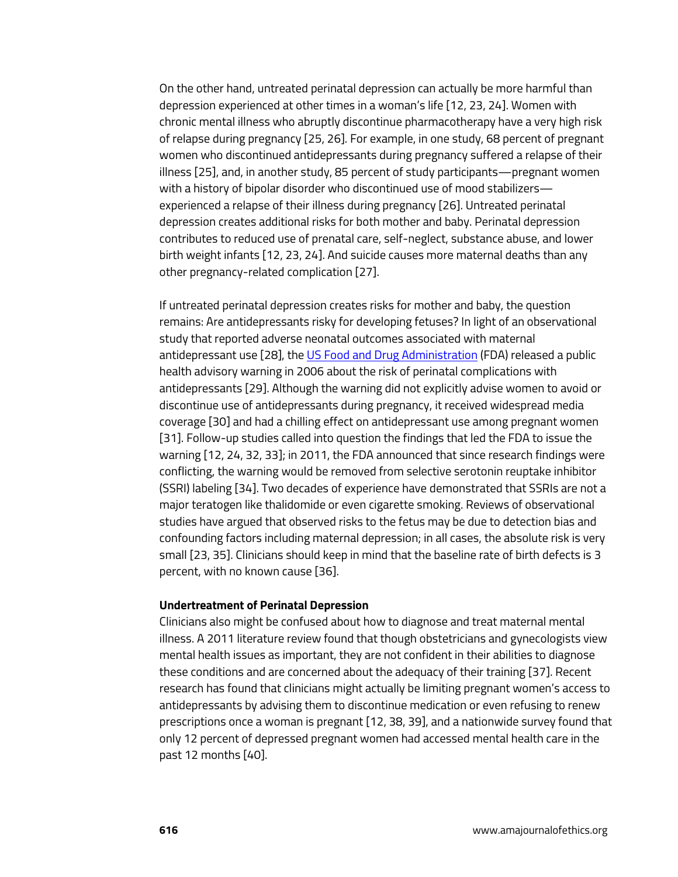On the other hand, untreated perinatal depression can actually be more harmful than depression experienced at other times in a woman's life [12, 23, 24]. Women with chronic mental illness who abruptly discontinue pharmacotherapy have a very high risk of relapse during pregnancy [25, 26]. For example, in one study, 68 percent of pregnant women who discontinued antidepressants during pregnancy suffered a relapse of their illness [25], and, in another study, 85 percent of study participants—pregnant women with a history of bipolar disorder who discontinued use of mood stabilizers—experienced a relapse of their illness during pregnancy [26]. Untreated perinatal depression creates additional risks for both mother and baby. Perinatal depression contributes to reduced use of prenatal care, self-neglect, substance abuse, and lower birth weight infants [12, 23, 24]. And suicide causes more maternal deaths than any other pregnancy-related complication [27].

If untreated perinatal depression creates risks for mother and baby, the question remains: Are antidepressants risky for developing fetuses? In light of an observational study that reported adverse neonatal outcomes associated with maternal antidepressant use [28], the US Food and Drug Administration (FDA) released a public health advisory warning in 2006 about the risk of perinatal complications with antidepressants [29]. Although the warning did not explicitly advise women to avoid or discontinue use of antidepressants during pregnancy, it received widespread media coverage [30] and had a chilling effect on antidepressant use among pregnant women [31]. Follow-up studies called into question the findings that led the FDA to issue the warning [12, 24, 32, 33]; in 2011, the FDA announced that since research findings were conflicting, the warning would be removed from selective serotonin reuptake inhibitor (SSRI) labeling [34]. Two decades of experience have demonstrated that SSRIs are not a major teratogen like thalidomide or even cigarette smoking. Reviews of observational studies have argued that observed risks to the fetus may be due to detection bias and confounding factors including maternal depression; in all cases, the absolute risk is very small [23, 35]. Clinicians should keep in mind that the baseline rate of birth defects is 3 percent, with no known cause [36].

**Undertreatment of Perinatal Depression**

Clinicians also might be confused about how to diagnose and treat maternal mental illness. A 2011 literature review found that though obstetricians and gynecologists view mental health issues as important, they are not confident in their abilities to diagnose these conditions and are concerned about the adequacy of their training [37]. Recent research has found that clinicians might actually be limiting pregnant women's access to antidepressants by advising them to discontinue medication or even refusing to renew prescriptions once a woman is pregnant [12, 38, 39], and a nationwide survey found that only 12 percent of depressed pregnant women had accessed mental health care in the past 12 months [40].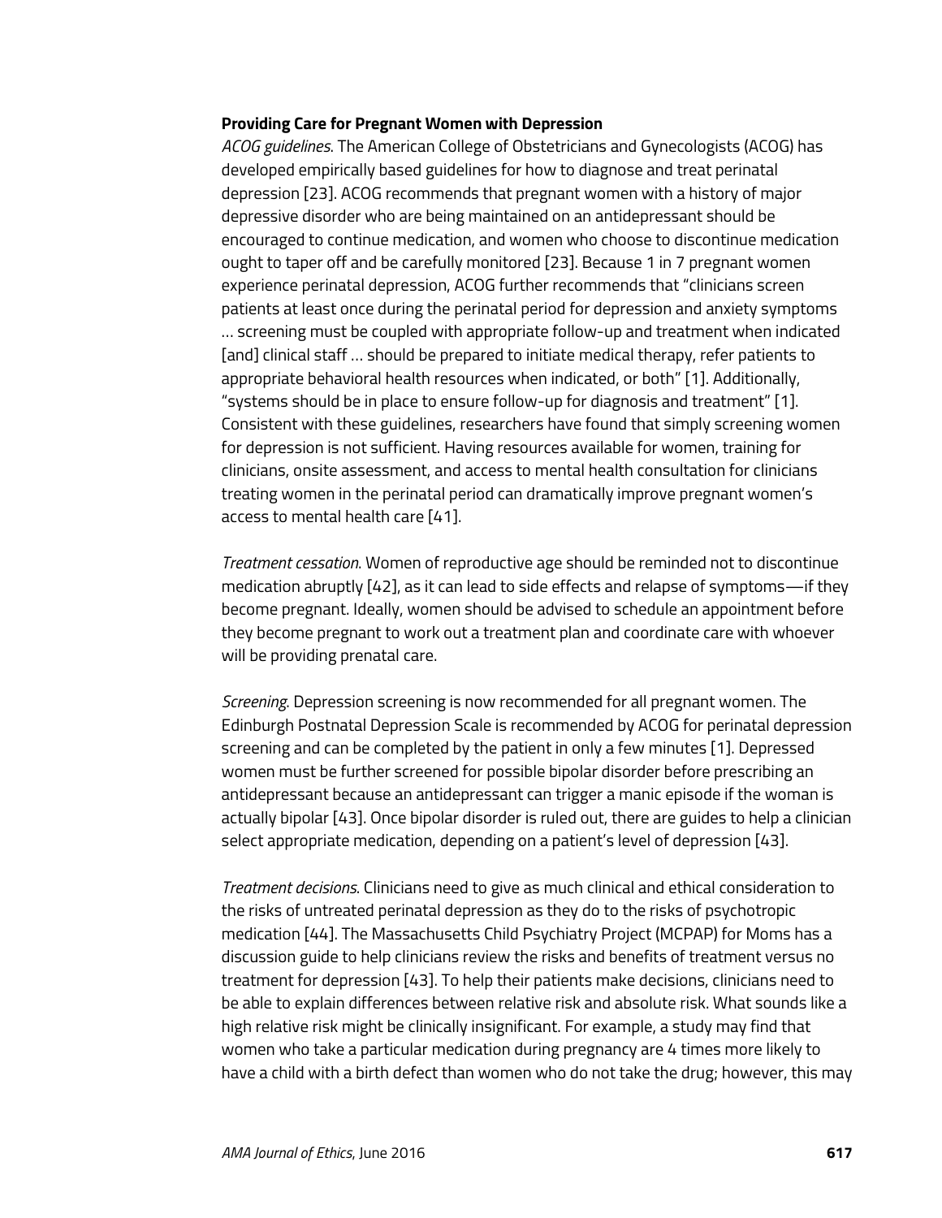**Providing Care for Pregnant Women with Depression**

*ACOG guidelines*. The American College of Obstetricians and Gynecologists (ACOG) has developed empirically based guidelines for how to diagnose and treat perinatal depression [23]. ACOG recommends that pregnant women with a history of major depressive disorder who are being maintained on an antidepressant should be encouraged to continue medication, and women who choose to discontinue medication ought to taper off and be carefully monitored [23]. Because 1 in 7 pregnant women experience perinatal depression, ACOG further recommends that "clinicians screen patients at least once during the perinatal period for depression and anxiety symptoms … screening must be coupled with appropriate follow-up and treatment when indicated [and] clinical staff … should be prepared to initiate medical therapy, refer patients to appropriate behavioral health resources when indicated, or both" [1]. Additionally, "systems should be in place to ensure follow-up for diagnosis and treatment" [1]. Consistent with these guidelines, researchers have found that simply screening women for depression is not sufficient. Having resources available for women, training for clinicians, onsite assessment, and access to mental health consultation for clinicians treating women in the perinatal period can dramatically improve pregnant women's access to mental health care [41].

*Treatment cessation*. Women of reproductive age should be reminded not to discontinue medication abruptly [42], as it can lead to side effects and relapse of symptoms—if they become pregnant. Ideally, women should be advised to schedule an appointment before they become pregnant to work out a treatment plan and coordinate care with whoever will be providing prenatal care.

*Screening*. Depression screening is now recommended for all pregnant women. The Edinburgh Postnatal Depression Scale is recommended by ACOG for perinatal depression screening and can be completed by the patient in only a few minutes [1]. Depressed women must be further screened for possible bipolar disorder before prescribing an antidepressant because an antidepressant can trigger a manic episode if the woman is actually bipolar [43]. Once bipolar disorder is ruled out, there are guides to help a clinician select appropriate medication, depending on a patient's level of depression [43].

*Treatment decisions*. Clinicians need to give as much clinical and ethical consideration to the risks of untreated perinatal depression as they do to the risks of psychotropic medication [44]. The Massachusetts Child Psychiatry Project (MCPAP) for Moms has a discussion guide to help clinicians review the risks and benefits of treatment versus no treatment for depression [43]. To help their patients make decisions, clinicians need to be able to explain differences between relative risk and absolute risk. What sounds like a high relative risk might be clinically insignificant. For example, a study may find that women who take a particular medication during pregnancy are 4 times more likely to have a child with a birth defect than women who do not take the drug; however, this may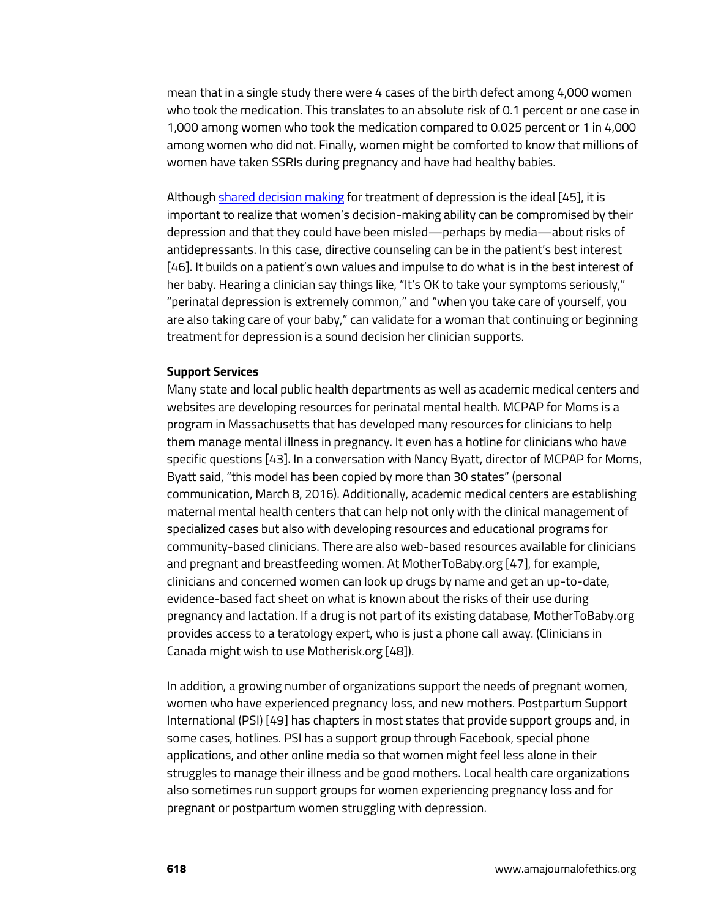mean that in a single study there were 4 cases of the birth defect among 4,000 women who took the medication. This translates to an absolute risk of 0.1 percent or one case in 1,000 among women who took the medication compared to 0.025 percent or 1 in 4,000 among women who did not. Finally, women might be comforted to know that millions of women have taken SSRIs during pregnancy and have had healthy babies.

Although shared decision making for treatment of depression is the ideal [45], it is important to realize that women's decision-making ability can be compromised by their depression and that they could have been misled—perhaps by media—about risks of antidepressants. In this case, directive counseling can be in the patient's best interest [46]. It builds on a patient's own values and impulse to do what is in the best interest of her baby. Hearing a clinician say things like, "It's OK to take your symptoms seriously," "perinatal depression is extremely common," and "when you take care of yourself, you are also taking care of your baby," can validate for a woman that continuing or beginning treatment for depression is a sound decision her clinician supports.

**Support Services**

Many state and local public health departments as well as academic medical centers and websites are developing resources for perinatal mental health. MCPAP for Moms is a program in Massachusetts that has developed many resources for clinicians to help them manage mental illness in pregnancy. It even has a hotline for clinicians who have specific questions [43]. In a conversation with Nancy Byatt, director of MCPAP for Moms, Byatt said, "this model has been copied by more than 30 states" (personal communication, March 8, 2016). Additionally, academic medical centers are establishing maternal mental health centers that can help not only with the clinical management of specialized cases but also with developing resources and educational programs for community-based clinicians. There are also web-based resources available for clinicians and pregnant and breastfeeding women. At MotherToBaby.org [47], for example, clinicians and concerned women can look up drugs by name and get an up-to-date, evidence-based fact sheet on what is known about the risks of their use during pregnancy and lactation. If a drug is not part of its existing database, MotherToBaby.org provides access to a teratology expert, who is just a phone call away. (Clinicians in Canada might wish to use Motherisk.org [48]).

In addition, a growing number of organizations support the needs of pregnant women, women who have experienced pregnancy loss, and new mothers. Postpartum Support International (PSI) [49] has chapters in most states that provide support groups and, in some cases, hotlines. PSI has a support group through Facebook, special phone applications, and other online media so that women might feel less alone in their struggles to manage their illness and be good mothers. Local health care organizations also sometimes run support groups for women experiencing pregnancy loss and for pregnant or postpartum women struggling with depression.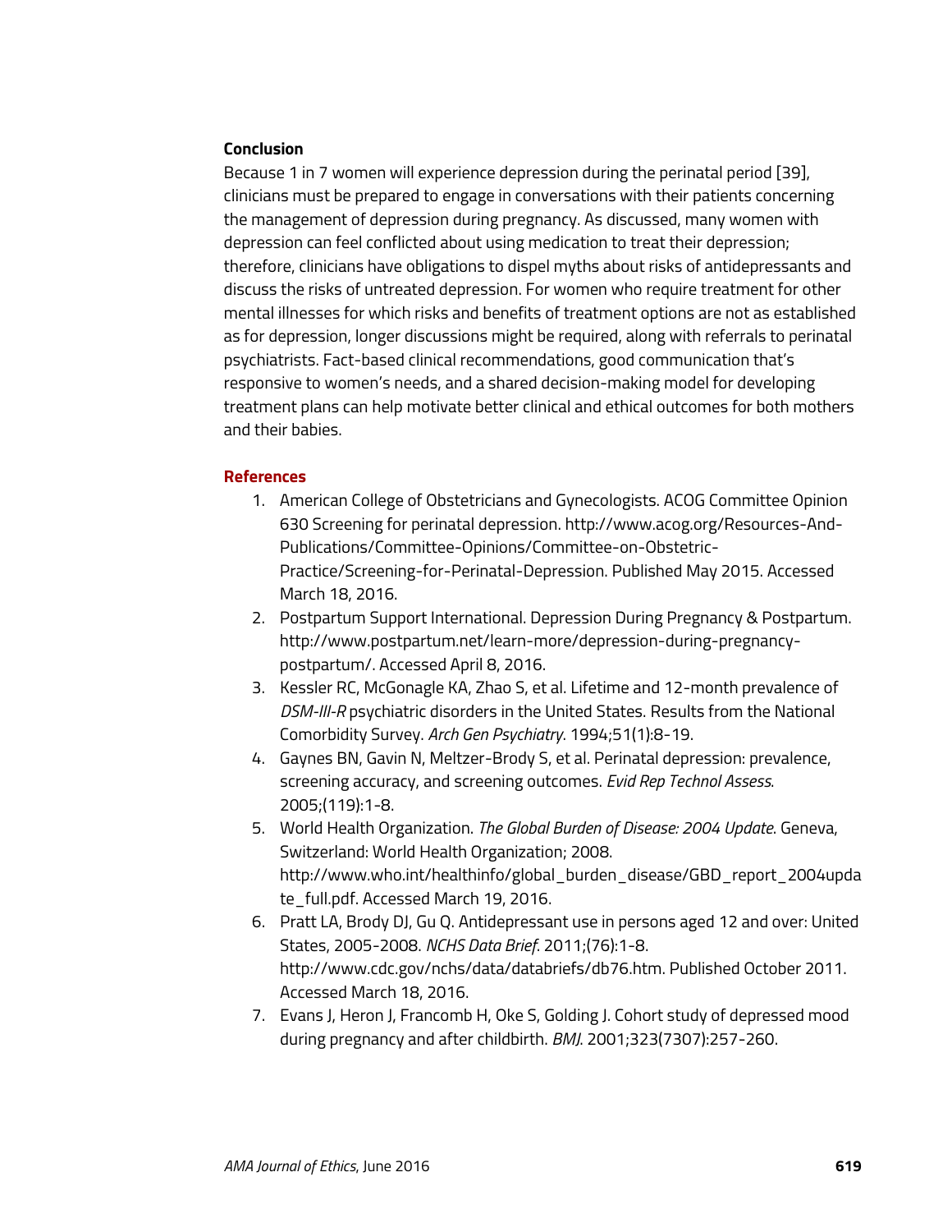## Conclusion

Because 1 in 7 women will experience depression during the perinatal period [39], clinicians must be prepared to engage in conversations with their patients concerning the management of depression during pregnancy. As discussed, many women with depression can feel conflicted about using medication to treat their depression; therefore, clinicians have obligations to dispel myths about risks of antidepressants and discuss the risks of untreated depression. For women who require treatment for other mental illnesses for which risks and benefits of treatment options are not as established as for depression, longer discussions might be required, along with referrals to perinatal psychiatrists. Fact-based clinical recommendations, good communication that's responsive to women's needs, and a shared decision-making model for developing treatment plans can help motivate better clinical and ethical outcomes for both mothers and their babies.

## References

1. American College of Obstetricians and Gynecologists. ACOG Committee Opinion 630 Screening for perinatal depression. http://www.acog.org/Resources-And-Publications/Committee-Opinions/Committee-on-Obstetric-Practice/Screening-for-Perinatal-Depression. Published May 2015. Accessed March 18, 2016.
2. Postpartum Support International. Depression During Pregnancy & Postpartum. http://www.postpartum.net/learn-more/depression-during-pregnancy-postpartum/. Accessed April 8, 2016.
3. Kessler RC, McGonagle KA, Zhao S, et al. Lifetime and 12-month prevalence of *DSM-III-R* psychiatric disorders in the United States. Results from the National Comorbidity Survey. *Arch Gen Psychiatry*. 1994;51(1):8-19.
4. Gaynes BN, Gavin N, Meltzer-Brody S, et al. Perinatal depression: prevalence, screening accuracy, and screening outcomes. *Evid Rep Technol Assess*. 2005;(119):1-8.
5. World Health Organization. *The Global Burden of Disease: 2004 Update*. Geneva, Switzerland: World Health Organization; 2008. http://www.who.int/healthinfo/global_burden_disease/GBD_report_2004update_full.pdf. Accessed March 19, 2016.
6. Pratt LA, Brody DJ, Gu Q. Antidepressant use in persons aged 12 and over: United States, 2005-2008. *NCHS Data Brief*. 2011;(76):1-8. http://www.cdc.gov/nchs/data/databriefs/db76.htm. Published October 2011. Accessed March 18, 2016.
7. Evans J, Heron J, Francomb H, Oke S, Golding J. Cohort study of depressed mood during pregnancy and after childbirth. *BMJ*. 2001;323(7307):257-260.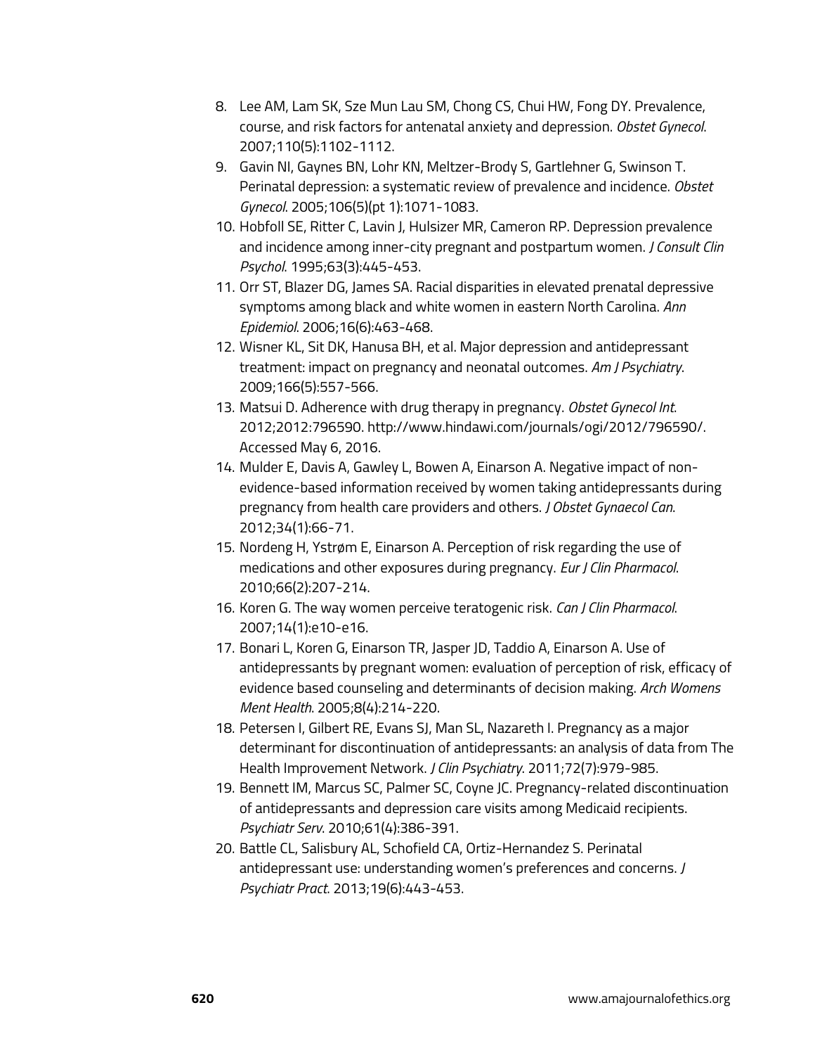8. Lee AM, Lam SK, Sze Mun Lau SM, Chong CS, Chui HW, Fong DY. Prevalence, course, and risk factors for antenatal anxiety and depression. *Obstet Gynecol*. 2007;110(5):1102-1112.
9. Gavin NI, Gaynes BN, Lohr KN, Meltzer-Brody S, Gartlehner G, Swinson T. Perinatal depression: a systematic review of prevalence and incidence. *Obstet Gynecol*. 2005;106(5)(pt 1):1071-1083.
10. Hobfoll SE, Ritter C, Lavin J, Hulsizer MR, Cameron RP. Depression prevalence and incidence among inner-city pregnant and postpartum women. *J Consult Clin Psychol*. 1995;63(3):445-453.
11. Orr ST, Blazer DG, James SA. Racial disparities in elevated prenatal depressive symptoms among black and white women in eastern North Carolina. *Ann Epidemiol*. 2006;16(6):463-468.
12. Wisner KL, Sit DK, Hanusa BH, et al. Major depression and antidepressant treatment: impact on pregnancy and neonatal outcomes. *Am J Psychiatry*. 2009;166(5):557-566.
13. Matsui D. Adherence with drug therapy in pregnancy. *Obstet Gynecol Int*. 2012;2012:796590. http://www.hindawi.com/journals/ogi/2012/796590/. Accessed May 6, 2016.
14. Mulder E, Davis A, Gawley L, Bowen A, Einarson A. Negative impact of non-evidence-based information received by women taking antidepressants during pregnancy from health care providers and others. *J Obstet Gynaecol Can*. 2012;34(1):66-71.
15. Nordeng H, Ystrøm E, Einarson A. Perception of risk regarding the use of medications and other exposures during pregnancy. *Eur J Clin Pharmacol*. 2010;66(2):207-214.
16. Koren G. The way women perceive teratogenic risk. *Can J Clin Pharmacol*. 2007;14(1):e10-e16.
17. Bonari L, Koren G, Einarson TR, Jasper JD, Taddio A, Einarson A. Use of antidepressants by pregnant women: evaluation of perception of risk, efficacy of evidence based counseling and determinants of decision making. *Arch Womens Ment Health*. 2005;8(4):214-220.
18. Petersen I, Gilbert RE, Evans SJ, Man SL, Nazareth I. Pregnancy as a major determinant for discontinuation of antidepressants: an analysis of data from The Health Improvement Network. *J Clin Psychiatry*. 2011;72(7):979-985.
19. Bennett IM, Marcus SC, Palmer SC, Coyne JC. Pregnancy-related discontinuation of antidepressants and depression care visits among Medicaid recipients. *Psychiatr Serv*. 2010;61(4):386-391.
20. Battle CL, Salisbury AL, Schofield CA, Ortiz-Hernandez S. Perinatal antidepressant use: understanding women's preferences and concerns. *J Psychiatr Pract*. 2013;19(6):443-453.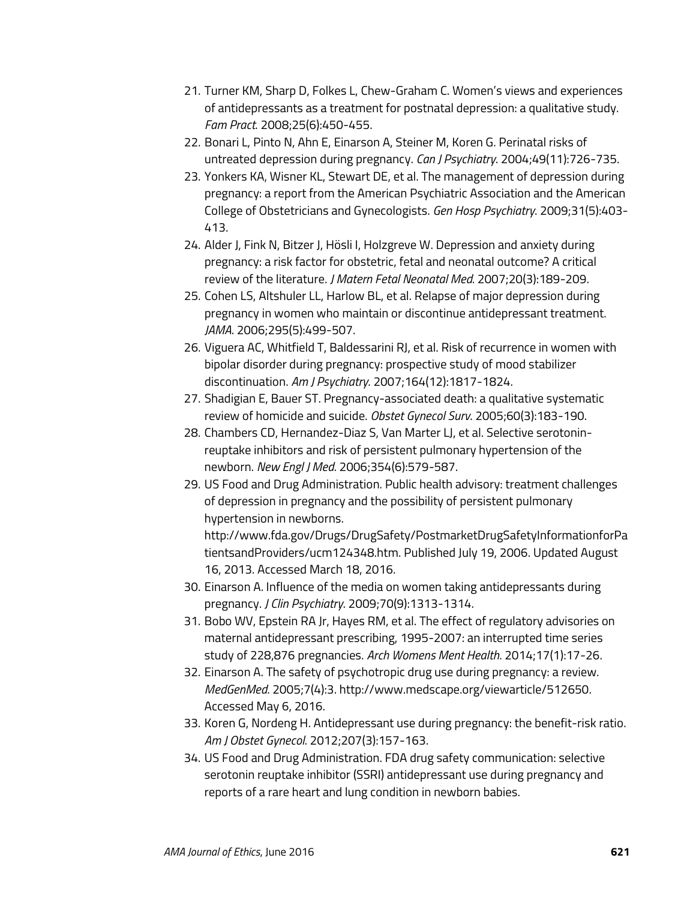21. Turner KM, Sharp D, Folkes L, Chew-Graham C. Women's views and experiences of antidepressants as a treatment for postnatal depression: a qualitative study. *Fam Pract*. 2008;25(6):450-455.
22. Bonari L, Pinto N, Ahn E, Einarson A, Steiner M, Koren G. Perinatal risks of untreated depression during pregnancy. *Can J Psychiatry*. 2004;49(11):726-735.
23. Yonkers KA, Wisner KL, Stewart DE, et al. The management of depression during pregnancy: a report from the American Psychiatric Association and the American College of Obstetricians and Gynecologists. *Gen Hosp Psychiatry*. 2009;31(5):403-413.
24. Alder J, Fink N, Bitzer J, Hösli I, Holzgreve W. Depression and anxiety during pregnancy: a risk factor for obstetric, fetal and neonatal outcome? A critical review of the literature. *J Matern Fetal Neonatal Med*. 2007;20(3):189-209.
25. Cohen LS, Altshuler LL, Harlow BL, et al. Relapse of major depression during pregnancy in women who maintain or discontinue antidepressant treatment. *JAMA*. 2006;295(5):499-507.
26. Viguera AC, Whitfield T, Baldessarini RJ, et al. Risk of recurrence in women with bipolar disorder during pregnancy: prospective study of mood stabilizer discontinuation. *Am J Psychiatry*. 2007;164(12):1817-1824.
27. Shadigian E, Bauer ST. Pregnancy-associated death: a qualitative systematic review of homicide and suicide. *Obstet Gynecol Surv*. 2005;60(3):183-190.
28. Chambers CD, Hernandez-Diaz S, Van Marter LJ, et al. Selective serotonin-reuptake inhibitors and risk of persistent pulmonary hypertension of the newborn. *New Engl J Med*. 2006;354(6):579-587.
29. US Food and Drug Administration. Public health advisory: treatment challenges of depression in pregnancy and the possibility of persistent pulmonary hypertension in newborns. http://www.fda.gov/Drugs/DrugSafety/PostmarketDrugSafetyInformationforPatientsandProviders/ucm124348.htm. Published July 19, 2006. Updated August 16, 2013. Accessed March 18, 2016.
30. Einarson A. Influence of the media on women taking antidepressants during pregnancy. *J Clin Psychiatry*. 2009;70(9):1313-1314.
31. Bobo WV, Epstein RA Jr, Hayes RM, et al. The effect of regulatory advisories on maternal antidepressant prescribing, 1995-2007: an interrupted time series study of 228,876 pregnancies. *Arch Womens Ment Health*. 2014;17(1):17-26.
32. Einarson A. The safety of psychotropic drug use during pregnancy: a review. *MedGenMed*. 2005;7(4):3. http://www.medscape.org/viewarticle/512650. Accessed May 6, 2016.
33. Koren G, Nordeng H. Antidepressant use during pregnancy: the benefit-risk ratio. *Am J Obstet Gynecol*. 2012;207(3):157-163.
34. US Food and Drug Administration. FDA drug safety communication: selective serotonin reuptake inhibitor (SSRI) antidepressant use during pregnancy and reports of a rare heart and lung condition in newborn babies.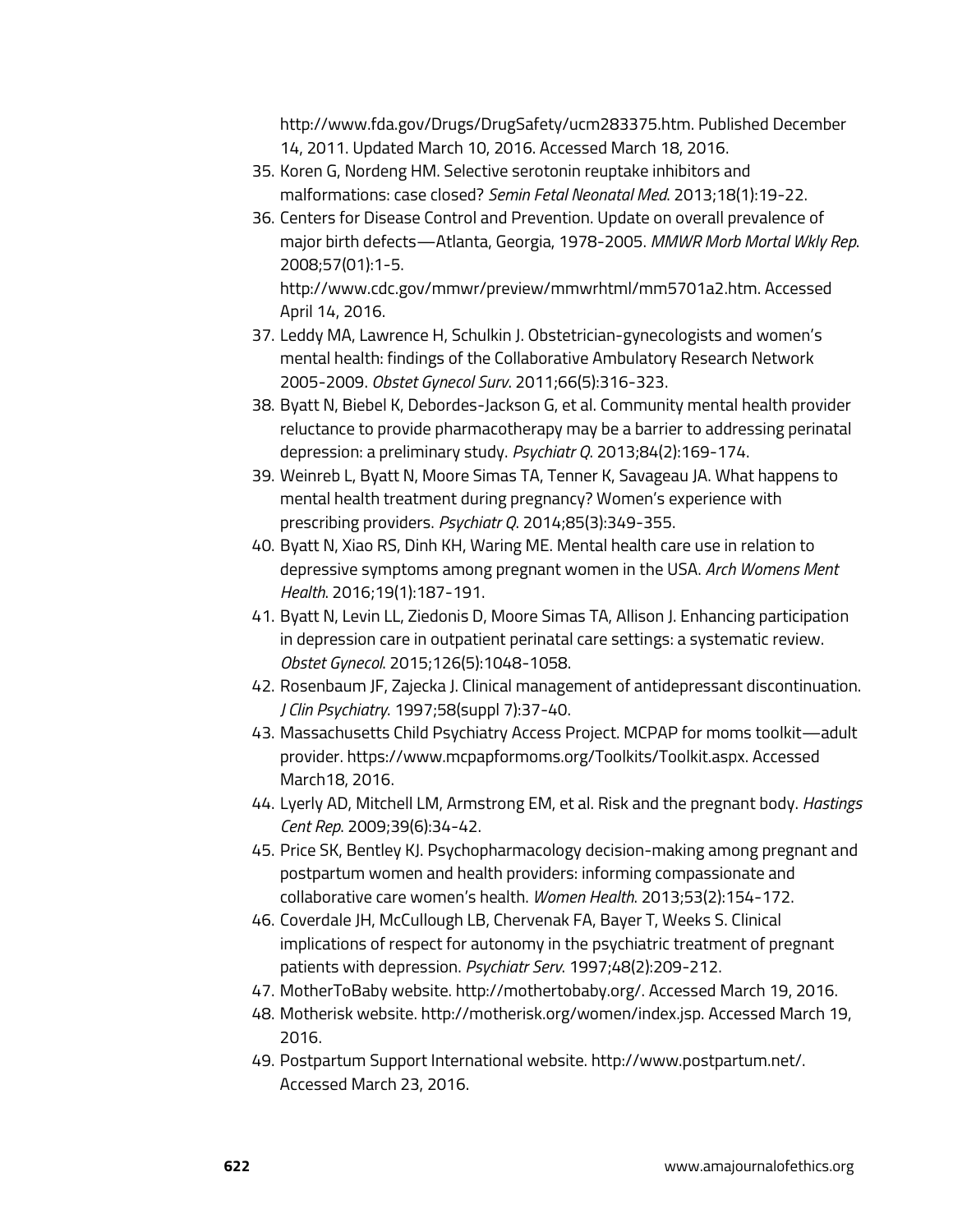http://www.fda.gov/Drugs/DrugSafety/ucm283375.htm. Published December 14, 2011. Updated March 10, 2016. Accessed March 18, 2016.

35. Koren G, Nordeng HM. Selective serotonin reuptake inhibitors and malformations: case closed? *Semin Fetal Neonatal Med*. 2013;18(1):19-22.
36. Centers for Disease Control and Prevention. Update on overall prevalence of major birth defects—Atlanta, Georgia, 1978-2005. *MMWR Morb Mortal Wkly Rep*. 2008;57(01):1-5. http://www.cdc.gov/mmwr/preview/mmwrhtml/mm5701a2.htm. Accessed April 14, 2016.
37. Leddy MA, Lawrence H, Schulkin J. Obstetrician-gynecologists and women's mental health: findings of the Collaborative Ambulatory Research Network 2005-2009. *Obstet Gynecol Surv*. 2011;66(5):316-323.
38. Byatt N, Biebel K, Debordes-Jackson G, et al. Community mental health provider reluctance to provide pharmacotherapy may be a barrier to addressing perinatal depression: a preliminary study. *Psychiatr Q*. 2013;84(2):169-174.
39. Weinreb L, Byatt N, Moore Simas TA, Tenner K, Savageau JA. What happens to mental health treatment during pregnancy? Women's experience with prescribing providers. *Psychiatr Q*. 2014;85(3):349-355.
40. Byatt N, Xiao RS, Dinh KH, Waring ME. Mental health care use in relation to depressive symptoms among pregnant women in the USA. *Arch Womens Ment Health*. 2016;19(1):187-191.
41. Byatt N, Levin LL, Ziedonis D, Moore Simas TA, Allison J. Enhancing participation in depression care in outpatient perinatal care settings: a systematic review. *Obstet Gynecol*. 2015;126(5):1048-1058.
42. Rosenbaum JF, Zajecka J. Clinical management of antidepressant discontinuation. *J Clin Psychiatry*. 1997;58(suppl 7):37-40.
43. Massachusetts Child Psychiatry Access Project. MCPAP for moms toolkit—adult provider. https://www.mcpapformoms.org/Toolkits/Toolkit.aspx. Accessed March18, 2016.
44. Lyerly AD, Mitchell LM, Armstrong EM, et al. Risk and the pregnant body. *Hastings Cent Rep*. 2009;39(6):34-42.
45. Price SK, Bentley KJ. Psychopharmacology decision-making among pregnant and postpartum women and health providers: informing compassionate and collaborative care women's health. *Women Health*. 2013;53(2):154-172.
46. Coverdale JH, McCullough LB, Chervenak FA, Bayer T, Weeks S. Clinical implications of respect for autonomy in the psychiatric treatment of pregnant patients with depression. *Psychiatr Serv*. 1997;48(2):209-212.
47. MotherToBaby website. http://mothertobaby.org/. Accessed March 19, 2016.
48. Motherisk website. http://motherisk.org/women/index.jsp. Accessed March 19, 2016.
49. Postpartum Support International website. http://www.postpartum.net/. Accessed March 23, 2016.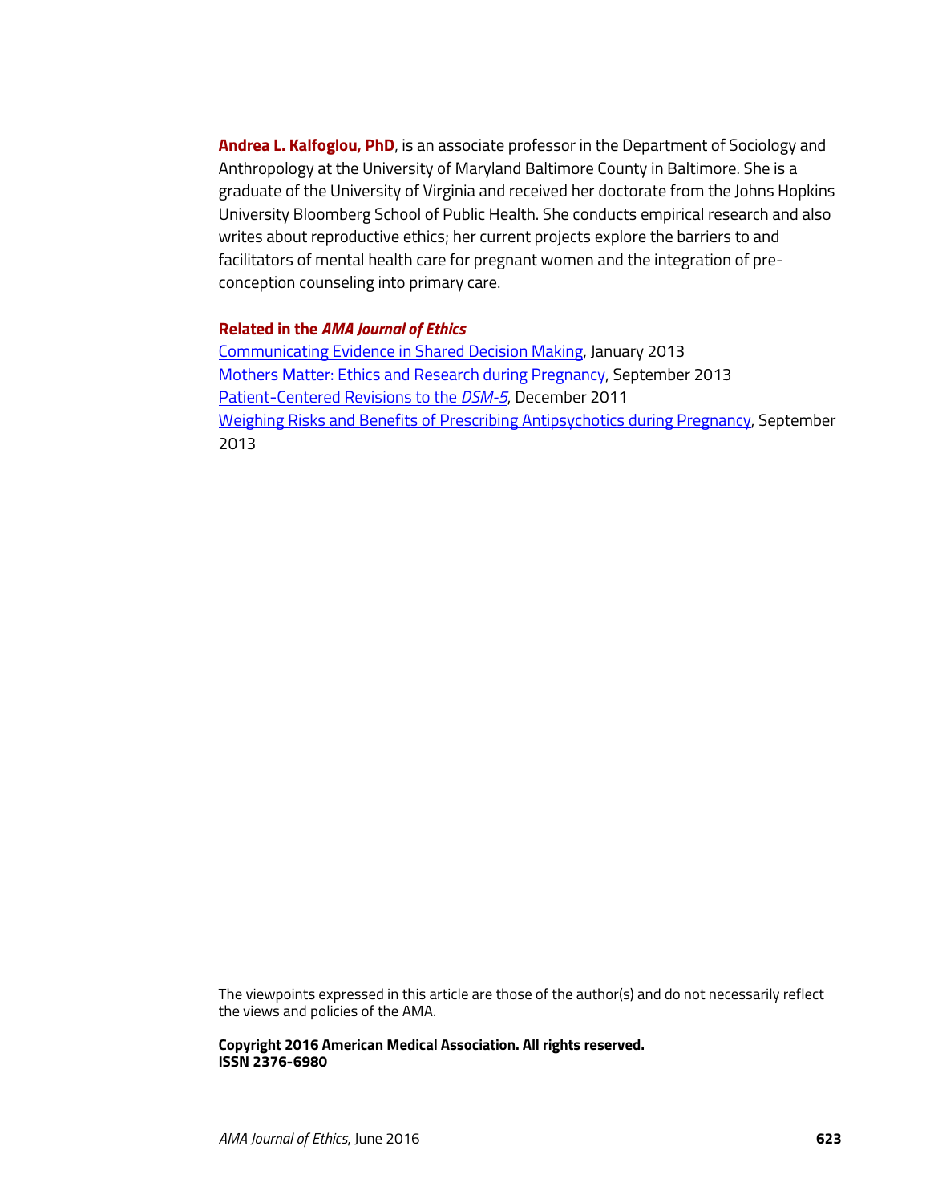**Andrea L. Kalfoglou, PhD**, is an associate professor in the Department of Sociology and Anthropology at the University of Maryland Baltimore County in Baltimore. She is a graduate of the University of Virginia and received her doctorate from the Johns Hopkins University Bloomberg School of Public Health. She conducts empirical research and also writes about reproductive ethics; her current projects explore the barriers to and facilitators of mental health care for pregnant women and the integration of pre-conception counseling into primary care.

**Related in the *AMA Journal of Ethics***

Communicating Evidence in Shared Decision Making, January 2013
Mothers Matter: Ethics and Research during Pregnancy, September 2013
Patient-Centered Revisions to the *DSM-5*, December 2011
Weighing Risks and Benefits of Prescribing Antipsychotics during Pregnancy, September 2013

The viewpoints expressed in this article are those of the author(s) and do not necessarily reflect the views and policies of the AMA.

**Copyright 2016 American Medical Association. All rights reserved.**
**ISSN 2376-6980**